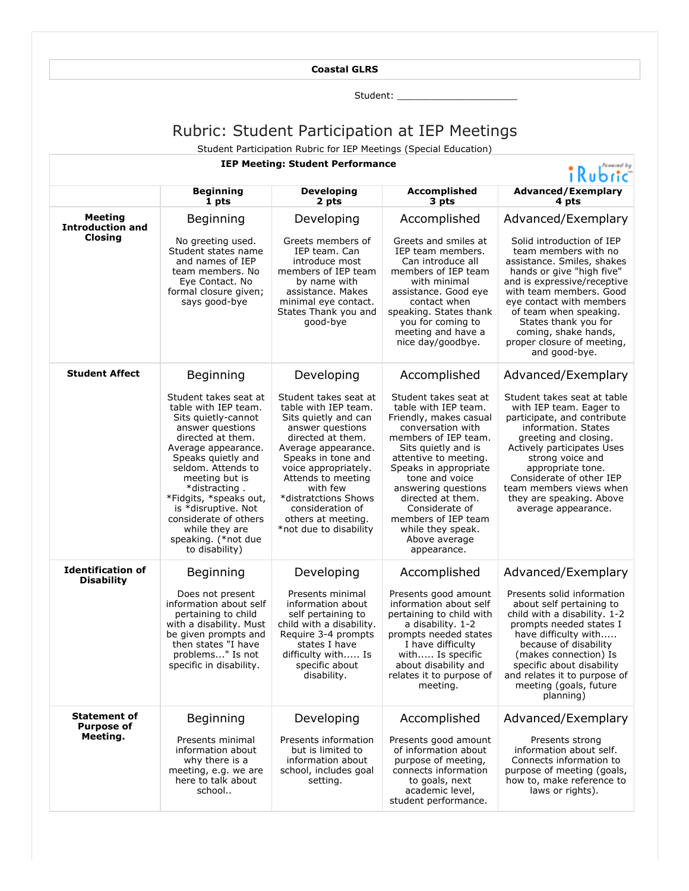**Coastal GLRS**

Student: ____________________

# Rubric: Student Participation at IEP Meetings

Student Participation Rubric for IEP Meetings (Special Education)

**IEP Meeting: Student Performance**

| | **Beginning 1 pts** | **Developing 2 pts** | **Accomplished 3 pts** | **Advanced/Exemplary 4 pts** |
|---|---|---|---|---|
| **Meeting Introduction and Closing** | Beginning<br><br>No greeting used. Student states name and names of IEP team members. No Eye Contact. No formal closure given; says good-bye | Developing<br><br>Greets members of IEP team. Can introduce most members of IEP team by name with assistance. Makes minimal eye contact. States Thank you and good-bye | Accomplished<br><br>Greets and smiles at IEP team members. Can introduce all members of IEP team with minimal assistance. Good eye contact when speaking. States thank you for coming to meeting and have a nice day/goodbye. | Advanced/Exemplary<br><br>Solid introduction of IEP team members with no assistance. Smiles, shakes hands or give "high five" and is expressive/receptive with team members. Good eye contact with members of team when speaking. States thank you for coming, shake hands, proper closure of meeting, and good-bye. |
| **Student Affect** | Beginning<br><br>Student takes seat at table with IEP team. Sits quietly-cannot answer questions directed at them. Average appearance. Speaks quietly and seldom. Attends to meeting but is *distracting . *Fidgits, *speaks out, is *disruptive. Not considerate of others while they are speaking. (*not due to disability) | Developing<br><br>Student takes seat at table with IEP team. Sits quietly and can answer questions directed at them. Average appearance. Speaks in tone and voice appropriately. Attends to meeting with few *distratctions Shows consideration of others at meeting. *not due to disability | Accomplished<br><br>Student takes seat at table with IEP team. Friendly, makes casual conversation with members of IEP team. Sits quietly and is attentive to meeting. Speaks in appropriate tone and voice answering questions directed at them. Considerate of members of IEP team while they speak. Above average appearance. | Advanced/Exemplary<br><br>Student takes seat at table with IEP team. Eager to participate, and contribute information. States greeting and closing. Actively participates Uses strong voice and appropriate tone. Considerate of other IEP team members views when they are speaking. Above average appearance. |
| **Identification of Disability** | Beginning<br><br>Does not present information about self pertaining to child with a disability. Must be given prompts and then states "I have problems..." Is not specific in disability. | Developing<br><br>Presents minimal information about self pertaining to child with a disability. Require 3-4 prompts states I have difficulty with..... Is specific about disability. | Accomplished<br><br>Presents good amount information about self pertaining to child with a disability. 1-2 prompts needed states I have difficulty with..... Is specific about disability and relates it to purpose of meeting. | Advanced/Exemplary<br><br>Presents solid information about self pertaining to child with a disability. 1-2 prompts needed states I have difficulty with..... because of disability (makes connection) Is specific about disability and relates it to purpose of meeting (goals, future planning) |
| **Statement of Purpose of Meeting.** | Beginning<br><br>Presents minimal information about why there is a meeting, e.g. we are here to talk about school.. | Developing<br><br>Presents information but is limited to information about school, includes goal setting. | Accomplished<br><br>Presents good amount of information about purpose of meeting, connects information to goals, next academic level, student performance. | Advanced/Exemplary<br><br>Presents strong information about self. Connects information to purpose of meeting (goals, how to, make reference to laws or rights). |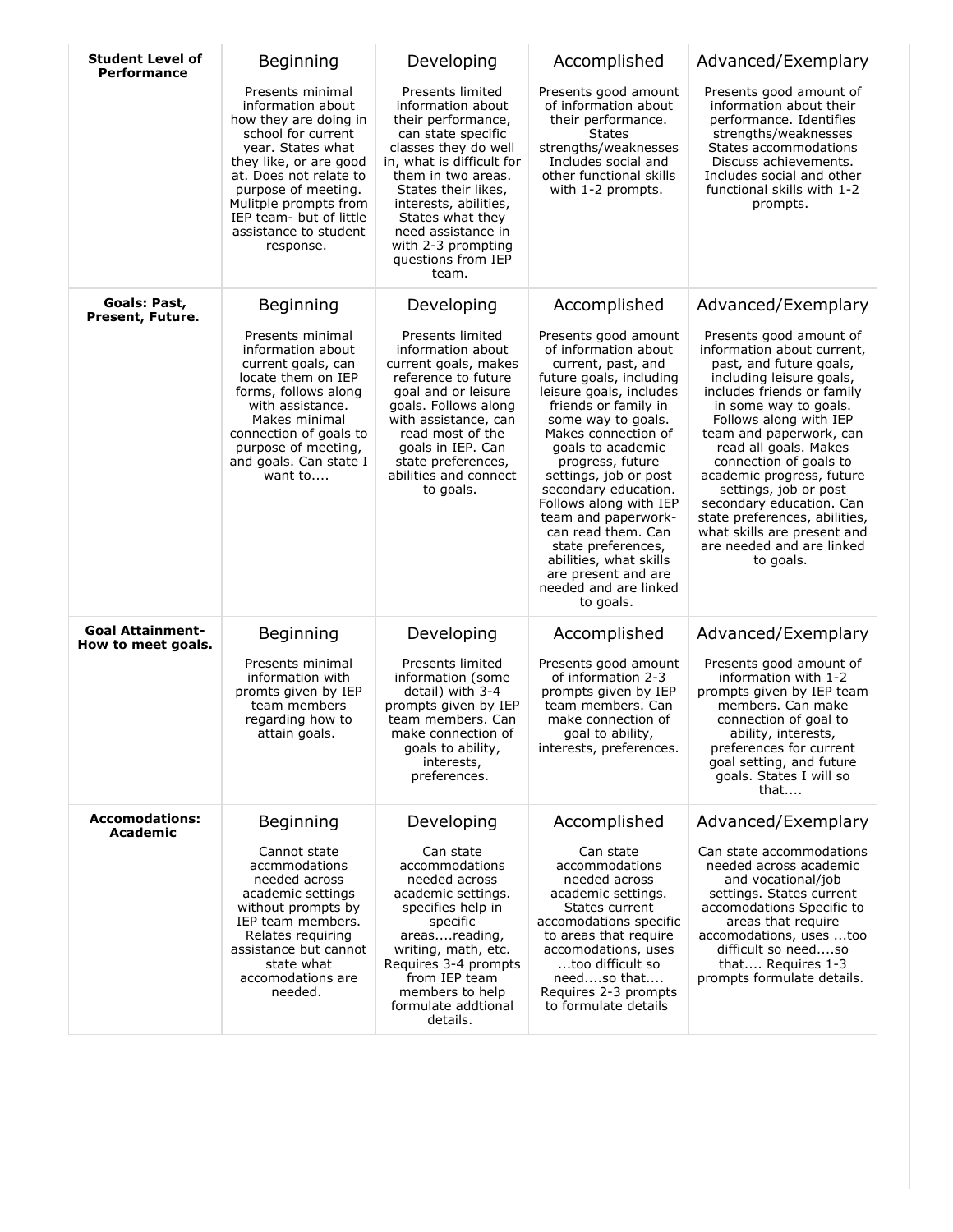| Student Level of Performance | Beginning | Developing | Accomplished | Advanced/Exemplary |
|---|---|---|---|---|
| | Presents minimal information about how they are doing in school for current year. States what they like, or are good at. Does not relate to purpose of meeting. Mulitple prompts from IEP team- but of little assistance to student response. | Presents limited information about their performance, can state specific classes they do well in, what is difficult for them in two areas. States their likes, interests, abilities, States what they need assistance in with 2-3 prompting questions from IEP team. | Presents good amount of information about their performance. States strengths/weaknesses Includes social and other functional skills with 1-2 prompts. | Presents good amount of information about their performance. Identifies strengths/weaknesses States accommodations Discuss achievements. Includes social and other functional skills with 1-2 prompts. |
| **Goals: Past, Present, Future.** | Beginning | Developing | Accomplished | Advanced/Exemplary |
| | Presents minimal information about current goals, can locate them on IEP forms, follows along with assistance. Makes minimal connection of goals to purpose of meeting, and goals. Can state I want to.... | Presents limited information about current goals, makes reference to future goal and or leisure goals. Follows along with assistance, can read most of the goals in IEP. Can state preferences, abilities and connect to goals. | Presents good amount of information about current, past, and future goals, including leisure goals, includes friends or family in some way to goals. Makes connection of goals to academic progress, future settings, job or post secondary education. Follows along with IEP team and paperwork- can read them. Can state preferences, abilities, what skills are present and are needed and are linked to goals. | Presents good amount of information about current, past, and future goals, including leisure goals, includes friends or family in some way to goals. Follows along with IEP team and paperwork, can read all goals. Makes connection of goals to academic progress, future settings, job or post secondary education. Can state preferences, abilities, what skills are present and are needed and are linked to goals. |
| **Goal Attainment- How to meet goals.** | Beginning | Developing | Accomplished | Advanced/Exemplary |
| | Presents minimal information with promts given by IEP team members regarding how to attain goals. | Presents limited information (some detail) with 3-4 prompts given by IEP team members. Can make connection of goals to ability, interests, preferences. | Presents good amount of information 2-3 prompts given by IEP team members. Can make connection of goal to ability, interests, preferences. | Presents good amount of information with 1-2 prompts given by IEP team members. Can make connection of goal to ability, interests, preferences for current goal setting, and future goals. States I will so that.... |
| **Accomodations: Academic** | Beginning | Developing | Accomplished | Advanced/Exemplary |
| | Cannot state accmmodations needed across academic settings without prompts by IEP team members. Relates requiring assistance but cannot state what accomodations are needed. | Can state accommodations needed across academic settings. specifies help in specific areas....reading, writing, math, etc. Requires 3-4 prompts from IEP team members to help formulate addtional details. | Can state accommodations needed across academic settings. States current accomodations specific to areas that require accomodations, uses ...too difficult so need....so that.... Requires 2-3 prompts to formulate details | Can state accommodations needed across academic and vocational/job settings. States current accomodations Specific to areas that require accomodations, uses ...too difficult so need....so that.... Requires 1-3 prompts formulate details. |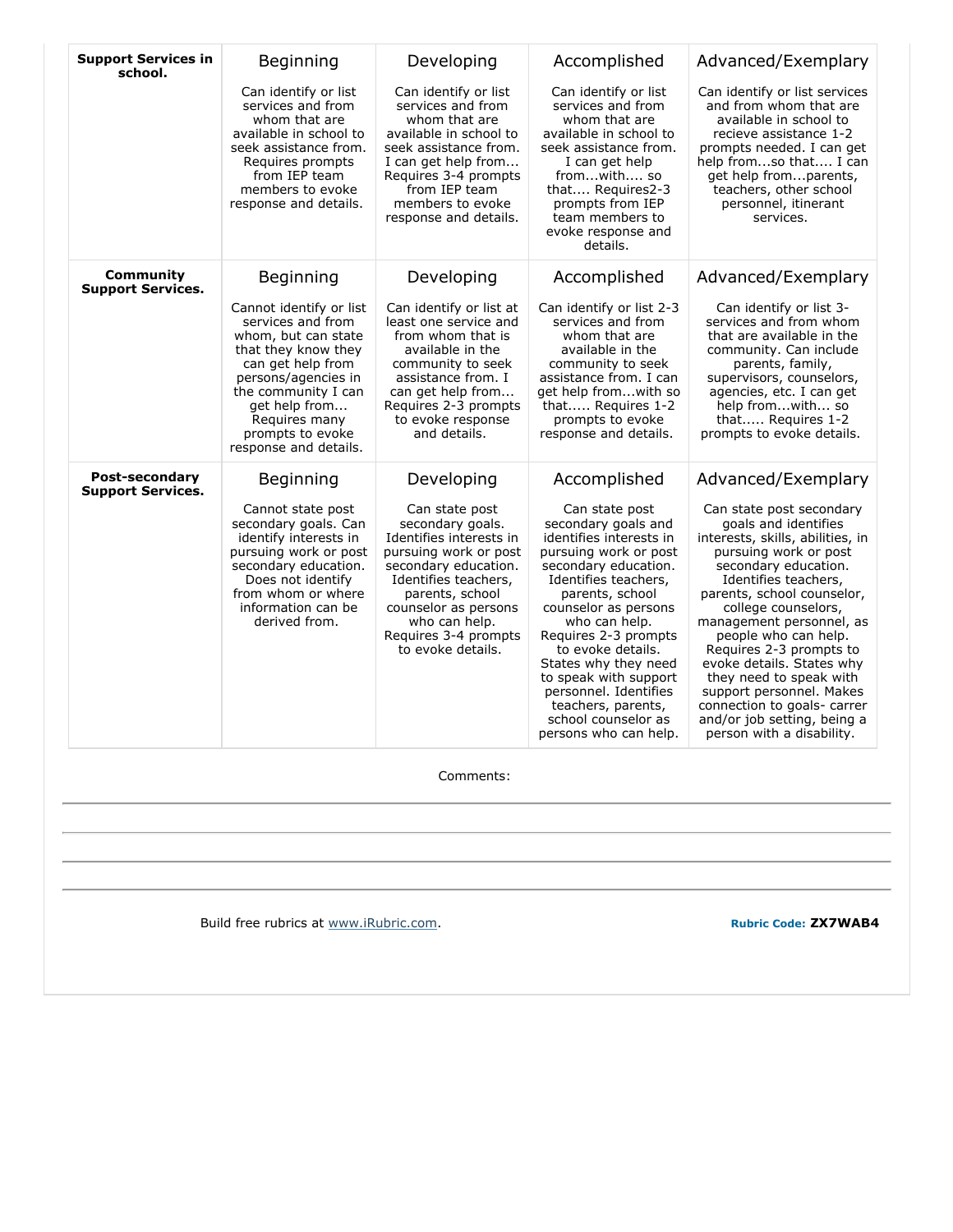| | | | | |
|---|---|---|---|---|
| **Support Services in school.** | Beginning<br><br>Can identify or list services and from whom that are available in school to seek assistance from. Requires prompts from IEP team members to evoke response and details. | Developing<br><br>Can identify or list services and from whom that are available in school to seek assistance from. I can get help from... Requires 3-4 prompts from IEP team members to evoke response and details. | Accomplished<br><br>Can identify or list services and from whom that are available in school to seek assistance from. I can get help from...with.... so that.... Requires2-3 prompts from IEP team members to evoke response and details. | Advanced/Exemplary<br><br>Can identify or list services and from whom that are available in school to recieve assistance 1-2 prompts needed. I can get help from...so that.... I can get help from...parents, teachers, other school personnel, itinerant services. |
| **Community Support Services.** | Beginning<br><br>Cannot identify or list services and from whom, but can state that they know they can get help from persons/agencies in the community I can get help from... Requires many prompts to evoke response and details. | Developing<br><br>Can identify or list at least one service and from whom that is available in the community to seek assistance from. I can get help from... Requires 2-3 prompts to evoke response and details. | Accomplished<br><br>Can identify or list 2-3 services and from whom that are available in the community to seek assistance from. I can get help from...with so that..... Requires 1-2 prompts to evoke response and details. | Advanced/Exemplary<br><br>Can identify or list 3-services and from whom that are available in the community. Can include parents, family, supervisors, counselors, agencies, etc. I can get help from...with... so that..... Requires 1-2 prompts to evoke details. |
| **Post-secondary Support Services.** | Beginning<br><br>Cannot state post secondary goals. Can identify interests in pursuing work or post secondary education. Does not identify from whom or where information can be derived from. | Developing<br><br>Can state post secondary goals. Identifies interests in pursuing work or post secondary education. Identifies teachers, parents, school counselor as persons who can help. Requires 3-4 prompts to evoke details. | Accomplished<br><br>Can state post secondary goals and identifies interests in pursuing work or post secondary education. Identifies teachers, parents, school counselor as persons who can help. Requires 2-3 prompts to evoke details. States why they need to speak with support personnel. Identifies teachers, parents, school counselor as persons who can help. | Advanced/Exemplary<br><br>Can state post secondary goals and identifies interests, skills, abilities, in pursuing work or post secondary education. Identifies teachers, parents, school counselor, college counselors, management personnel, as people who can help. Requires 2-3 prompts to evoke details. States why they need to speak with support personnel. Makes connection to goals- carrer and/or job setting, being a person with a disability. |

Comments:

Build free rubrics at www.iRubric.com.

**Rubric Code: ZX7WAB4**